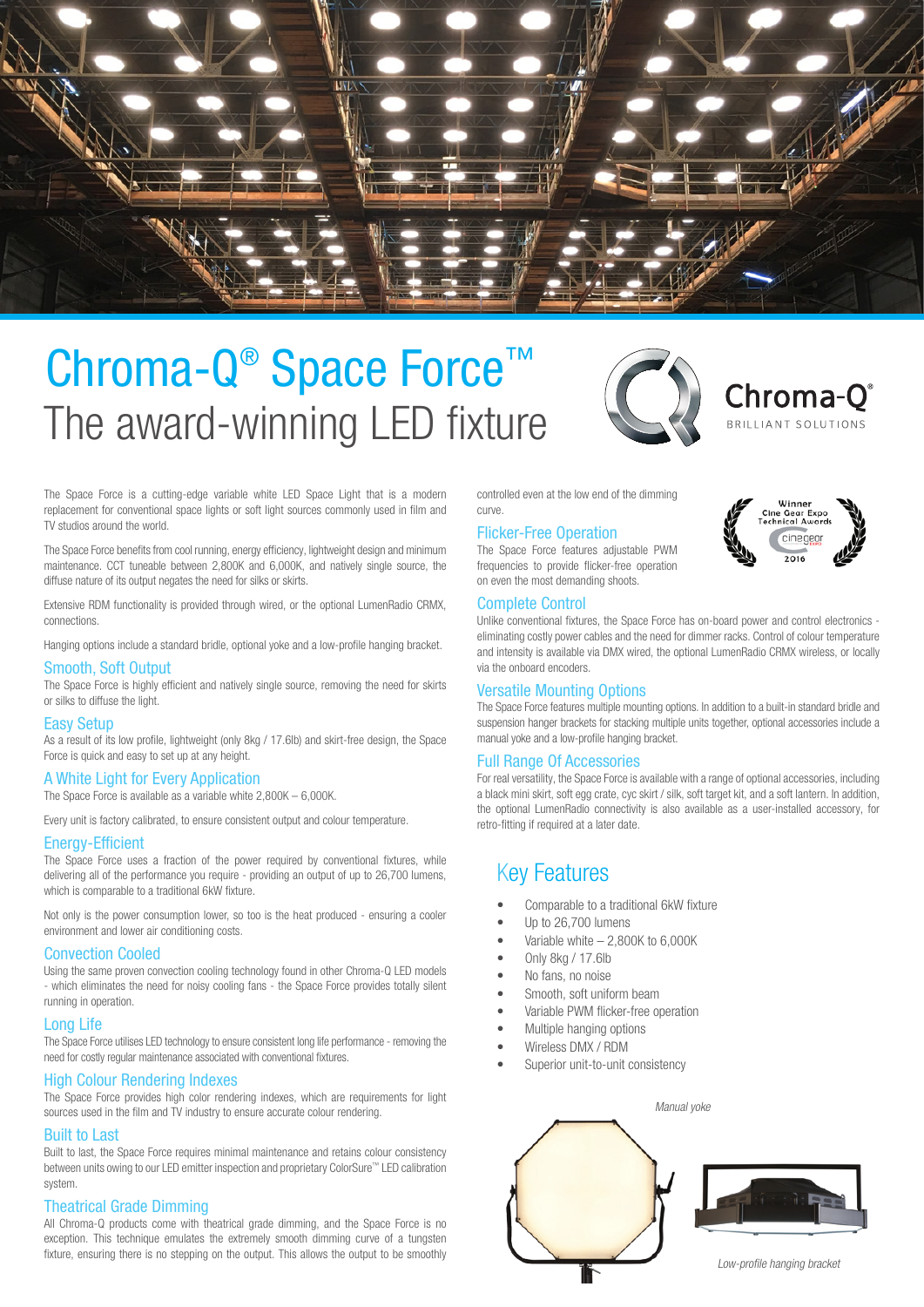# Chroma-Q® Space Force™

## The award-winning LED fixture

The Space Force is a cutting-edge variable white LED Space Light that is a modern replacement for conventional space lights or soft light sources commonly used in film and TV studios around the world.

The Space Force benefits from cool running, energy efficiency, lightweight design and minimum maintenance. CCT tuneable between 2,800K and 6,000K, and natively single source, the diffuse nature of its output negates the need for silks or skirts.

Extensive RDM functionality is provided through wired, or the optional LumenRadio CRMX, connections.

Hanging options include a standard bridle, optional yoke and a low-profile hanging bracket.

### Smooth, Soft Output

The Space Force is highly efficient and natively single source, removing the need for skirts or silks to diffuse the light.

### Easy Setup

As a result of its low profile, lightweight (only 8kg / 17.6lb) and skirt-free design, the Space Force is quick and easy to set up at any height.

### A White Light for Every Application

The Space Force is available as a variable white 2,800K – 6,000K.

Every unit is factory calibrated, to ensure consistent output and colour temperature.

### Energy-Efficient

The Space Force uses a fraction of the power required by conventional fixtures, while delivering all of the performance you require - providing an output of up to 26,700 lumens, which is comparable to a traditional 6kW fixture.

Not only is the power consumption lower, so too is the heat produced - ensuring a cooler environment and lower air conditioning costs.

### Convection Cooled

Using the same proven convection cooling technology found in other Chroma-Q LED models - which eliminates the need for noisy cooling fans - the Space Force provides totally silent running in operation.

### Long Life

The Space Force utilises LED technology to ensure consistent long life performance - removing the need for costly regular maintenance associated with conventional fixtures.

### High Colour Rendering Indexes

The Space Force provides high color rendering indexes, which are requirements for light sources used in the film and TV industry to ensure accurate colour rendering.

### Built to Last

Built to last, the Space Force requires minimal maintenance and retains colour consistency between units owing to our LED emitter inspection and proprietary ColorSure™ LED calibration system.

### Theatrical Grade Dimming

All Chroma-Q products come with theatrical grade dimming, and the Space Force is no exception. This technique emulates the extremely smooth dimming curve of a tungsten fixture, ensuring there is no stepping on the output. This allows the output to be smoothly controlled even at the low end of the dimming curve.

### Flicker-Free Operation

The Space Force features adjustable PWM frequencies to provide flicker-free operation on even the most demanding shoots.

### Complete Control

Unlike conventional fixtures, the Space Force has on-board power and control electronics - eliminating costly power cables and the need for dimmer racks. Control of colour temperature and intensity is available via DMX wired, the optional LumenRadio CRMX wireless, or locally via the onboard encoders.

### Versatile Mounting Options

The Space Force features multiple mounting options. In addition to a built-in standard bridle and suspension hanger brackets for stacking multiple units together, optional accessories include a manual yoke and a low-profile hanging bracket.

### Full Range Of Accessories

For real versatility, the Space Force is available with a range of optional accessories, including a black mini skirt, soft egg crate, cyc skirt / silk, soft target kit, and a soft lantern. In addition, the optional LumenRadio connectivity is also available as a user-installed accessory, for retro-fitting if required at a later date.

## Key Features

- Comparable to a traditional 6kW fixture
- Up to 26,700 lumens
- Variable white – 2,800K to 6,000K
- Only 8kg / 17.6lb
- No fans, no noise
- Smooth, soft uniform beam
- Variable PWM flicker-free operation
- Multiple hanging options
- Wireless DMX / RDM
- Superior unit-to-unit consistency

*Manual yoke*

*Low-profile hanging bracket*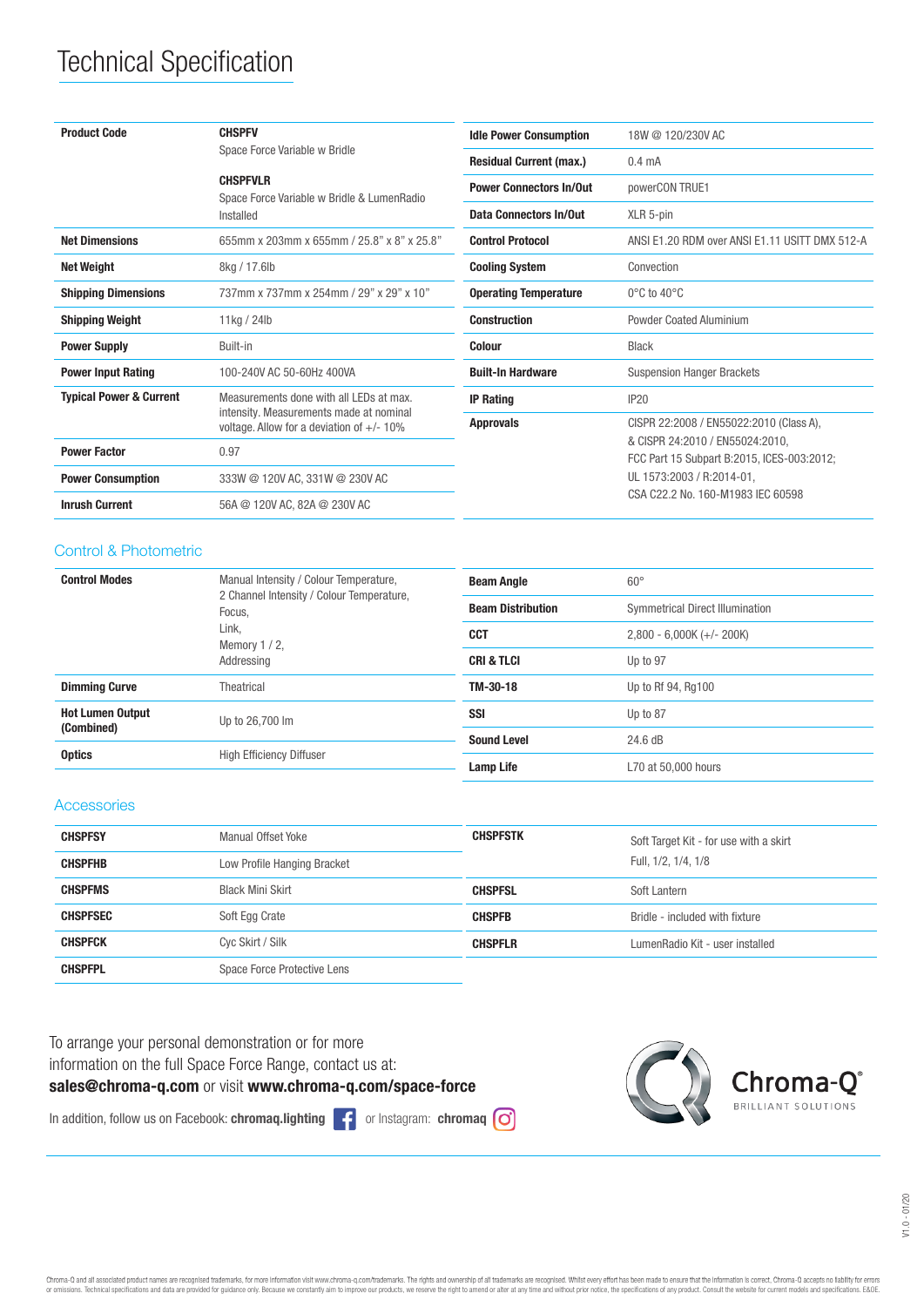# Technical Specification

| | |
|---|---|
| **Product Code** | **CHSPFV**<br>Space Force Variable w Bridle<br>**CHSPFVLR**<br>Space Force Variable w Bridle & LumenRadio Installed |
| **Net Dimensions** | 655mm x 203mm x 655mm / 25.8" x 8" x 25.8" |
| **Net Weight** | 8kg / 17.6lb |
| **Shipping Dimensions** | 737mm x 737mm x 254mm / 29" x 29" x 10" |
| **Shipping Weight** | 11kg / 24lb |
| **Power Supply** | Built-in |
| **Power Input Rating** | 100-240V AC 50-60Hz 400VA |
| **Typical Power & Current** | Measurements done with all LEDs at max. intensity. Measurements made at nominal voltage. Allow for a deviation of +/- 10% |
| **Power Factor** | 0.97 |
| **Power Consumption** | 333W @ 120V AC, 331W @ 230V AC |
| **Inrush Current** | 56A @ 120V AC, 82A @ 230V AC |

| | |
|---|---|
| **Idle Power Consumption** | 18W @ 120/230V AC |
| **Residual Current (max.)** | 0.4 mA |
| **Power Connectors In/Out** | powerCON TRUE1 |
| **Data Connectors In/Out** | XLR 5-pin |
| **Control Protocol** | ANSI E1.20 RDM over ANSI E1.11 USITT DMX 512-A |
| **Cooling System** | Convection |
| **Operating Temperature** | 0°C to 40°C |
| **Construction** | Powder Coated Aluminium |
| **Colour** | Black |
| **Built-In Hardware** | Suspension Hanger Brackets |
| **IP Rating** | IP20 |
| **Approvals** | CISPR 22:2008 / EN55022:2010 (Class A), & CISPR 24:2010 / EN55024:2010, FCC Part 15 Subpart B:2015, ICES-003:2012; UL 1573:2003 / R:2014-01, CSA C22.2 No. 160-M1983 IEC 60598 |

## Control & Photometric

| | |
|---|---|
| **Control Modes** | Manual Intensity / Colour Temperature,<br>2 Channel Intensity / Colour Temperature,<br>Focus,<br>Link,<br>Memory 1 / 2,<br>Addressing |
| **Dimming Curve** | Theatrical |
| **Hot Lumen Output (Combined)** | Up to 26,700 lm |
| **Optics** | High Efficiency Diffuser |

| | |
|---|---|
| **Beam Angle** | 60° |
| **Beam Distribution** | Symmetrical Direct Illumination |
| **CCT** | 2,800 - 6,000K (+/- 200K) |
| **CRI & TLCI** | Up to 97 |
| **TM-30-18** | Up to Rf 94, Rg100 |
| **SSI** | Up to 87 |
| **Sound Level** | 24.6 dB |
| **Lamp Life** | L70 at 50,000 hours |

## Accessories

| | |
|---|---|
| **CHSPFSY** | Manual Offset Yoke |
| **CHSPFHB** | Low Profile Hanging Bracket |
| **CHSPFMS** | Black Mini Skirt |
| **CHSPFSEC** | Soft Egg Crate |
| **CHSPFCK** | Cyc Skirt / Silk |
| **CHSPFPL** | Space Force Protective Lens |

| | |
|---|---|
| **CHSPFSTK** | Soft Target Kit - for use with a skirt<br>Full, 1/2, 1/4, 1/8 |
| **CHSPFSL** | Soft Lantern |
| **CHSPFB** | Bridle - included with fixture |
| **CHSPFLR** | LumenRadio Kit - user installed |

To arrange your personal demonstration or for more information on the full Space Force Range, contact us at:
**sales@chroma-q.com** or visit **www.chroma-q.com/space-force**

In addition, follow us on Facebook: **chromaq.lighting** or Instagram: **chromaq**

Chroma-Q®
BRILLIANT SOLUTIONS

V1.0 - 01/20

Chroma-Q and all associated product names are recognised trademarks, for more information visit www.chroma-q.com/trademarks. The rights and ownership of all trademarks are recognised. Whilst every effort has been made to ensure that the information is correct, Chroma-Q accepts no liability for errors or omissions. Technical specifications and data are provided for guidance only. Because we constantly aim to improve our products, we reserve the right to amend or alter at any time and without prior notice, the specifications of any product. Consult the website for current models and specifications. E&OE.